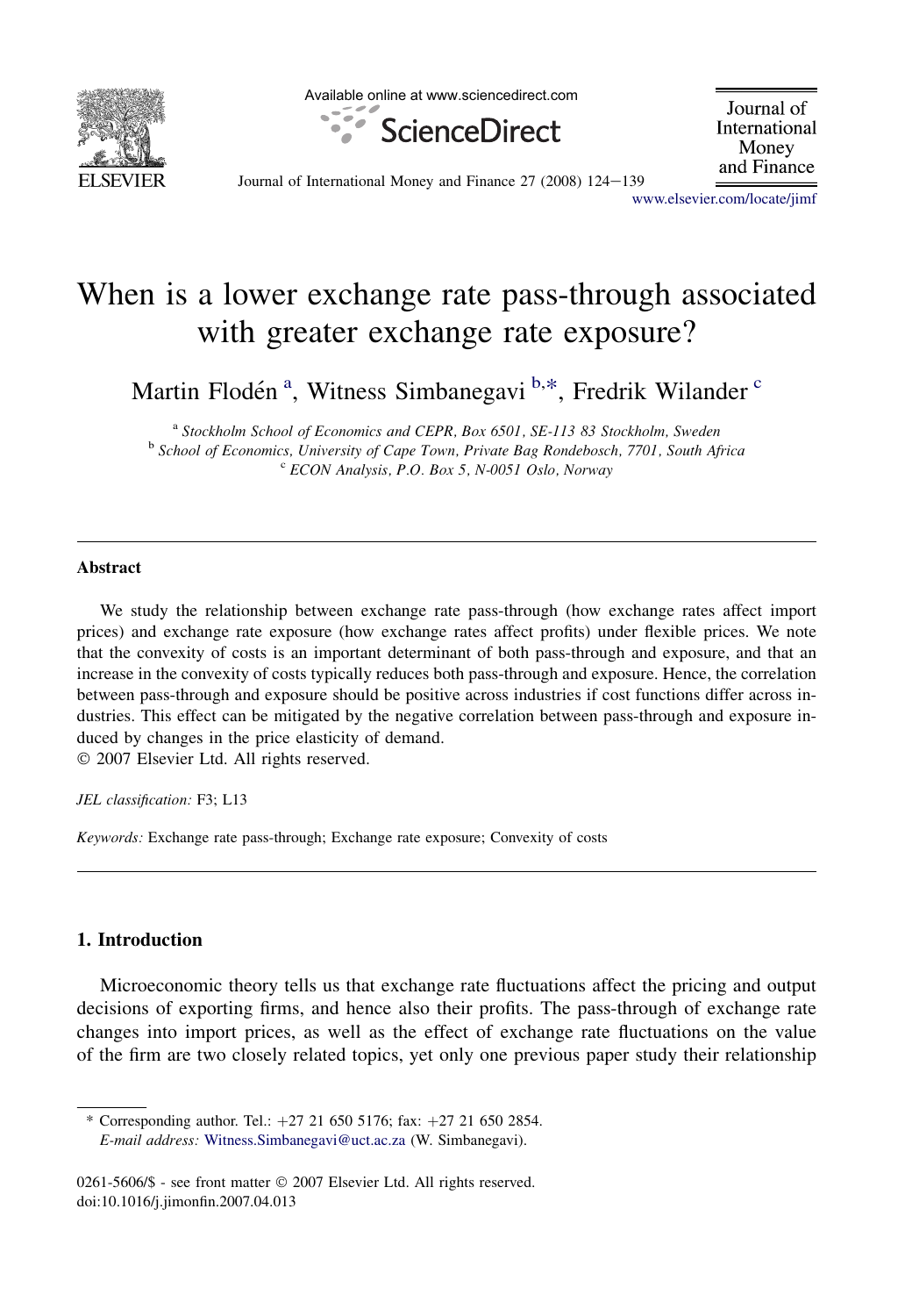# When is a lower exchange rate pass-through associated with greater exchange rate exposure?

Martin Flodén [a], Witness Simbanegavi [b,*], Fredrik Wilander [c]

[a] *Stockholm School of Economics and CEPR, Box 6501, SE-113 83 Stockholm, Sweden*
[b] *School of Economics, University of Cape Town, Private Bag Rondebosch, 7701, South Africa*
[c] *ECON Analysis, P.O. Box 5, N-0051 Oslo, Norway*

---

### Abstract

We study the relationship between exchange rate pass-through (how exchange rates affect import prices) and exchange rate exposure (how exchange rates affect profits) under flexible prices. We note that the convexity of costs is an important determinant of both pass-through and exposure, and that an increase in the convexity of costs typically reduces both pass-through and exposure. Hence, the correlation between pass-through and exposure should be positive across industries if cost functions differ across industries. This effect can be mitigated by the negative correlation between pass-through and exposure induced by changes in the price elasticity of demand.
© 2007 Elsevier Ltd. All rights reserved.

*JEL classification:* F3; L13

*Keywords:* Exchange rate pass-through; Exchange rate exposure; Convexity of costs

---

## 1. Introduction

Microeconomic theory tells us that exchange rate fluctuations affect the pricing and output decisions of exporting firms, and hence also their profits. The pass-through of exchange rate changes into import prices, as well as the effect of exchange rate fluctuations on the value of the firm are two closely related topics, yet only one previous paper study their relationship

---

\* Corresponding author. Tel.: +27 21 650 5176; fax: +27 21 650 2854.
*E-mail address:* Witness.Simbanegavi@uct.ac.za (W. Simbanegavi).

0261-5606/$ - see front matter © 2007 Elsevier Ltd. All rights reserved.
doi:10.1016/j.jimonfin.2007.04.013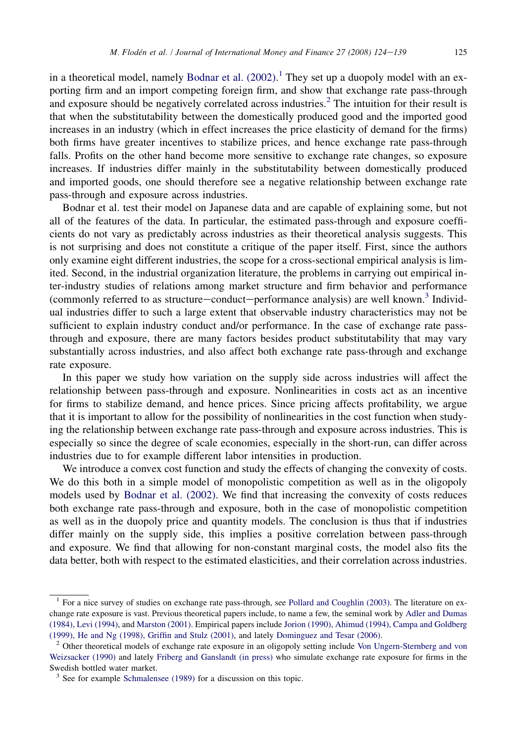in a theoretical model, namely Bodnar et al. (2002).[1] They set up a duopoly model with an exporting firm and an import competing foreign firm, and show that exchange rate pass-through and exposure should be negatively correlated across industries.[2] The intuition for their result is that when the substitutability between the domestically produced good and the imported good increases in an industry (which in effect increases the price elasticity of demand for the firms) both firms have greater incentives to stabilize prices, and hence exchange rate pass-through falls. Profits on the other hand become more sensitive to exchange rate changes, so exposure increases. If industries differ mainly in the substitutability between domestically produced and imported goods, one should therefore see a negative relationship between exchange rate pass-through and exposure across industries.

Bodnar et al. test their model on Japanese data and are capable of explaining some, but not all of the features of the data. In particular, the estimated pass-through and exposure coefficients do not vary as predictably across industries as their theoretical analysis suggests. This is not surprising and does not constitute a critique of the paper itself. First, since the authors only examine eight different industries, the scope for a cross-sectional empirical analysis is limited. Second, in the industrial organization literature, the problems in carrying out empirical inter-industry studies of relations among market structure and firm behavior and performance (commonly referred to as structure–conduct–performance analysis) are well known.[3] Individual industries differ to such a large extent that observable industry characteristics may not be sufficient to explain industry conduct and/or performance. In the case of exchange rate pass-through and exposure, there are many factors besides product substitutability that may vary substantially across industries, and also affect both exchange rate pass-through and exchange rate exposure.

In this paper we study how variation on the supply side across industries will affect the relationship between pass-through and exposure. Nonlinearities in costs act as an incentive for firms to stabilize demand, and hence prices. Since pricing affects profitability, we argue that it is important to allow for the possibility of nonlinearities in the cost function when studying the relationship between exchange rate pass-through and exposure across industries. This is especially so since the degree of scale economies, especially in the short-run, can differ across industries due to for example different labor intensities in production.

We introduce a convex cost function and study the effects of changing the convexity of costs. We do this both in a simple model of monopolistic competition as well as in the oligopoly models used by Bodnar et al. (2002). We find that increasing the convexity of costs reduces both exchange rate pass-through and exposure, both in the case of monopolistic competition as well as in the duopoly price and quantity models. The conclusion is thus that if industries differ mainly on the supply side, this implies a positive correlation between pass-through and exposure. We find that allowing for non-constant marginal costs, the model also fits the data better, both with respect to the estimated elasticities, and their correlation across industries.

---

[1] For a nice survey of studies on exchange rate pass-through, see Pollard and Coughlin (2003). The literature on exchange rate exposure is vast. Previous theoretical papers include, to name a few, the seminal work by Adler and Dumas (1984), Levi (1994), and Marston (2001). Empirical papers include Jorion (1990), Ahimud (1994), Campa and Goldberg (1999), He and Ng (1998), Griffin and Stulz (2001), and lately Dominguez and Tesar (2006).

[2] Other theoretical models of exchange rate exposure in an oligopoly setting include Von Ungern-Sternberg and von Weizsacker (1990) and lately Friberg and Ganslandt (in press) who simulate exchange rate exposure for firms in the Swedish bottled water market.

[3] See for example Schmalensee (1989) for a discussion on this topic.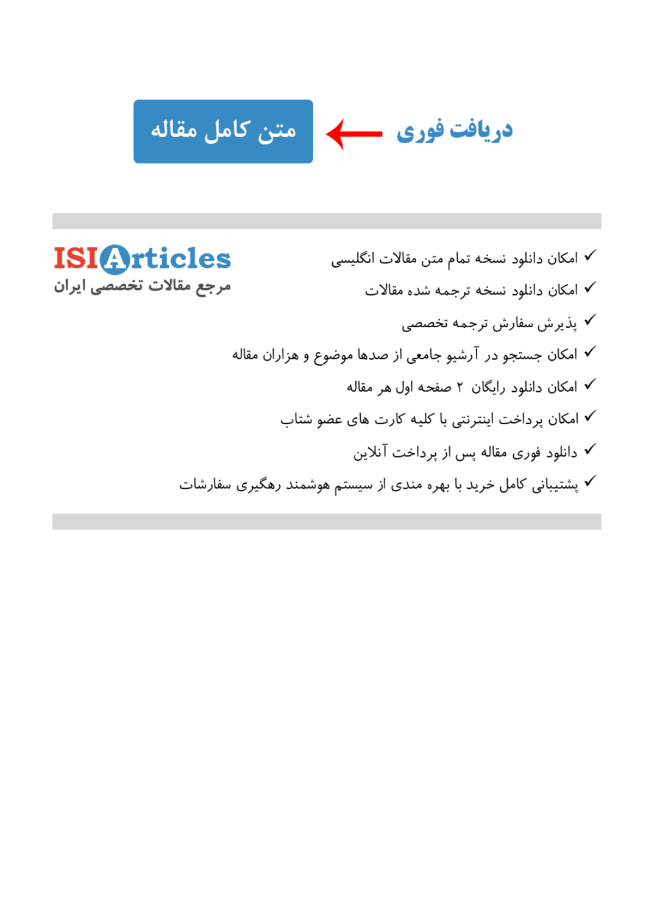دریافت فوری ← متن کامل مقاله

**ISIArticles**
مرجع مقالات تخصصی ایران

- ✓ امکان دانلود نسخه تمام متن مقالات انگلیسی
- ✓ امکان دانلود نسخه ترجمه شده مقالات
- ✓ پذیرش سفارش ترجمه تخصصی
- ✓ امکان جستجو در آرشیو جامعی از صدها موضوع و هزاران مقاله
- ✓ امکان دانلود رایگان ۲ صفحه اول هر مقاله
- ✓ امکان پرداخت اینترنتی با کلیه کارت های عضو شتاب
- ✓ دانلود فوری مقاله پس از پرداخت آنلاین
- ✓ پشتیبانی کامل خرید با بهره مندی از سیستم هوشمند رهگیری سفارشات